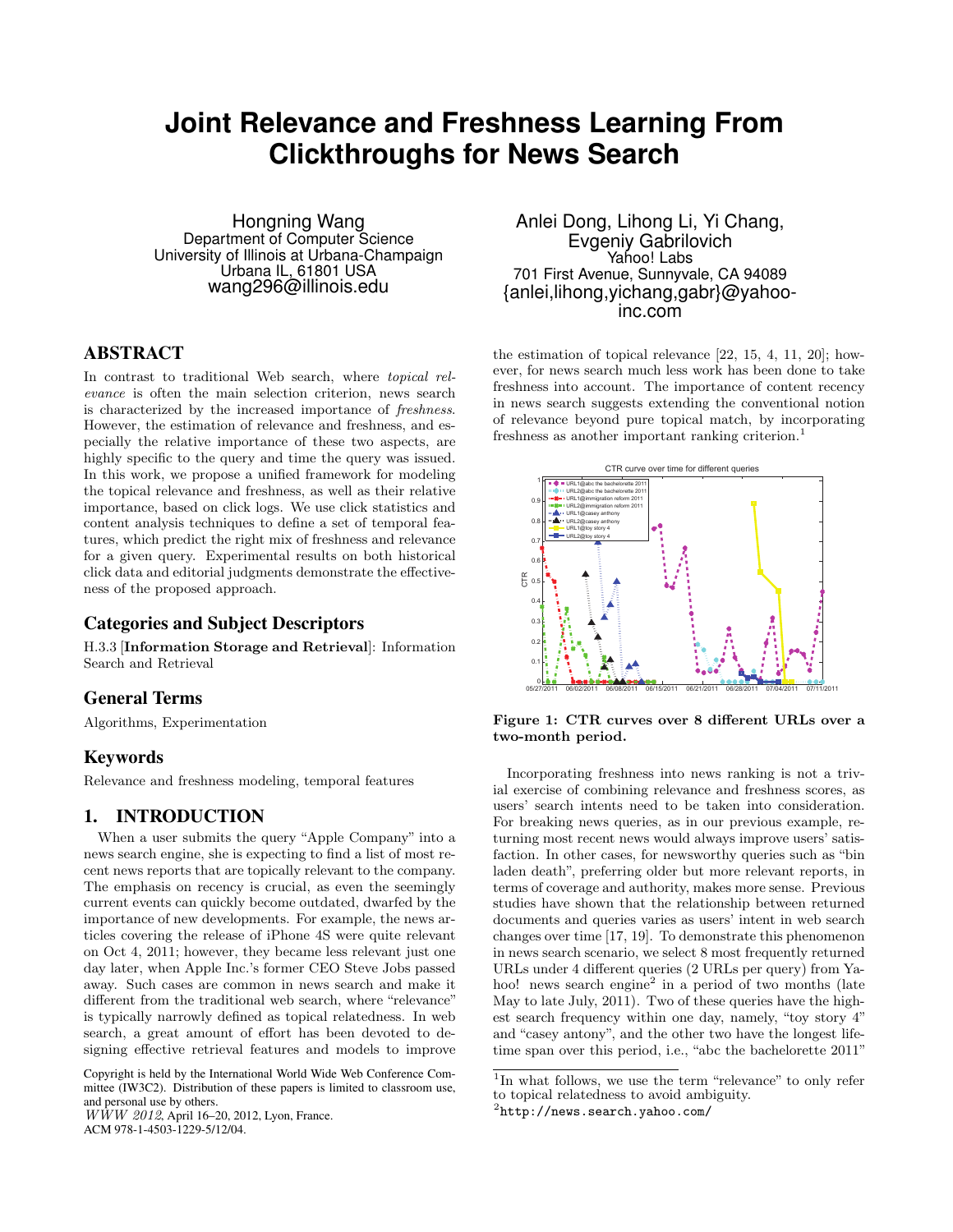# Joint Relevance and Freshness Learning From Clickthroughs for News Search

Hongning Wang
Department of Computer Science
University of Illinois at Urbana-Champaign
Urbana IL, 61801 USA
wang296@illinois.edu

Anlei Dong, Lihong Li, Yi Chang, Evgeniy Gabrilovich
Yahoo! Labs
701 First Avenue, Sunnyvale, CA 94089
{anlei,lihong,yichang,gabr}@yahoo-inc.com

## ABSTRACT

In contrast to traditional Web search, where *topical relevance* is often the main selection criterion, news search is characterized by the increased importance of *freshness*. However, the estimation of relevance and freshness, and especially the relative importance of these two aspects, are highly specific to the query and time the query was issued. In this work, we propose a unified framework for modeling the topical relevance and freshness, as well as their relative importance, based on click logs. We use click statistics and content analysis techniques to define a set of temporal features, which predict the right mix of freshness and relevance for a given query. Experimental results on both historical click data and editorial judgments demonstrate the effectiveness of the proposed approach.

## Categories and Subject Descriptors

H.3.3 [**Information Storage and Retrieval**]: Information Search and Retrieval

## General Terms

Algorithms, Experimentation

## Keywords

Relevance and freshness modeling, temporal features

## 1. INTRODUCTION

When a user submits the query "Apple Company" into a news search engine, she is expecting to find a list of most recent news reports that are topically relevant to the company. The emphasis on recency is crucial, as even the seemingly current events can quickly become outdated, dwarfed by the importance of new developments. For example, the news articles covering the release of iPhone 4S were quite relevant on Oct 4, 2011; however, they became less relevant just one day later, when Apple Inc.'s former CEO Steve Jobs passed away. Such cases are common in news search and make it different from the traditional web search, where "relevance" is typically narrowly defined as topical relatedness. In web search, a great amount of effort has been devoted to designing effective retrieval features and models to improve the estimation of topical relevance [22, 15, 4, 11, 20]; however, for news search much less work has been done to take freshness into account. The importance of content recency in news search suggests extending the conventional notion of relevance beyond pure topical match, by incorporating freshness as another important ranking criterion.[1]

**Figure 1: CTR curves over 8 different URLs over a two-month period.**

Incorporating freshness into news ranking is not a trivial exercise of combining relevance and freshness scores, as users' search intents need to be taken into consideration. For breaking news queries, as in our previous example, returning most recent news would always improve users' satisfaction. In other cases, for newsworthy queries such as "bin laden death", preferring older but more relevant reports, in terms of coverage and authority, makes more sense. Previous studies have shown that the relationship between returned documents and queries varies as users' intent in web search changes over time [17, 19]. To demonstrate this phenomenon in news search scenario, we select 8 most frequently returned URLs under 4 different queries (2 URLs per query) from Yahoo! news search engine[2] in a period of two months (late May to late July, 2011). Two of these queries have the highest search frequency within one day, namely, "toy story 4" and "casey antony", and the other two have the longest lifetime span over this period, i.e., "abc the bachelorette 2011"

---

Copyright is held by the International World Wide Web Conference Committee (IW3C2). Distribution of these papers is limited to classroom use, and personal use by others.
*WWW 2012*, April 16–20, 2012, Lyon, France.
ACM 978-1-4503-1229-5/12/04.

[1] In what follows, we use the term "relevance" to only refer to topical relatedness to avoid ambiguity.

[2] http://news.search.yahoo.com/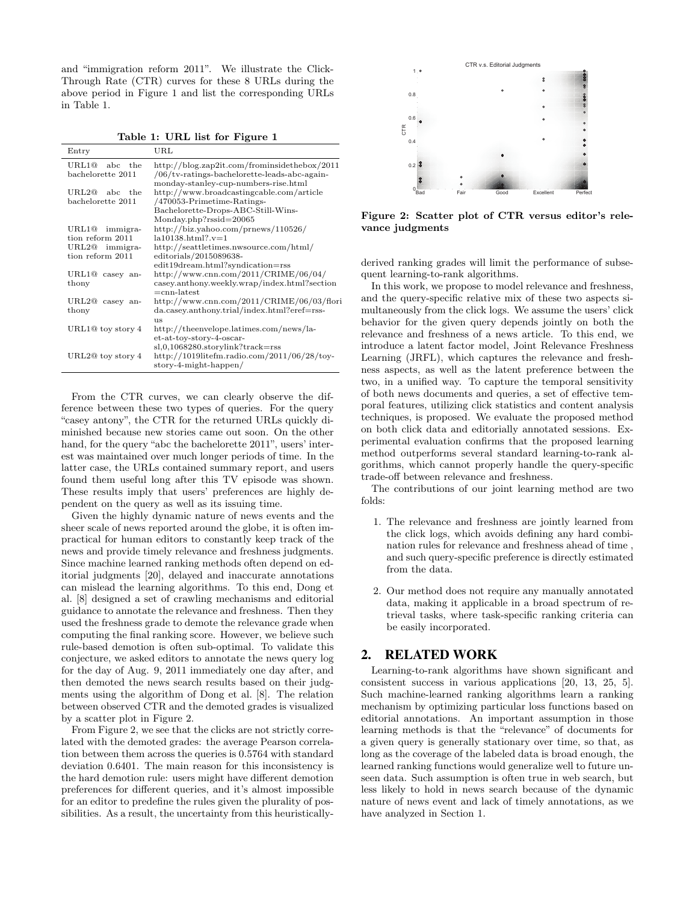and "immigration reform 2011". We illustrate the Click-Through Rate (CTR) curves for these 8 URLs during the above period in Figure 1 and list the corresponding URLs in Table 1.

**Table 1: URL list for Figure 1**

| Entry | URL |
|---|---|
| URL1@ abc the bachelorette 2011 | http://blog.zap2it.com/frominsidethebox/2011/06/tv-ratings-bachelorette-leads-abc-again-monday-stanley-cup-numbers-rise.html |
| URL2@ abc the bachelorette 2011 | http://www.broadcastingcable.com/article/470053-Primetime-Ratings-Bachelorette-Drops-ABC-Still-Wins-Monday.php?rssid=20065 |
| URL1@ immigration reform 2011 | http://biz.yahoo.com/prnews/110526/la10138.html?.v=1 |
| URL2@ immigration reform 2011 | http://seattletimes.nwsource.com/html/editorials/2015089638-edit19dream.html?syndication=rss |
| URL1@ casey anthony | http://www.cnn.com/2011/CRIME/06/04/casey.anthony.weekly.wrap/index.html?section=cnn-latest |
| URL2@ casey anthony | http://www.cnn.com/2011/CRIME/06/03/florida.casey.anthony.trial/index.html?eref=rss-us |
| URL1@ toy story 4 | http://theenvelope.latimes.com/news/la-et-at-toy-story-4-oscar-sl,0,1068280.storylink?track=rss |
| URL2@ toy story 4 | http://1019litefm.radio.com/2011/06/28/toy-story-4-might-happen/ |

From the CTR curves, we can clearly observe the difference between these two types of queries. For the query "casey antony", the CTR for the returned URLs quickly diminished because new stories came out soon. On the other hand, for the query "abc the bachelorette 2011", users' interest was maintained over much longer periods of time. In the latter case, the URLs contained summary report, and users found them useful long after this TV episode was shown. These results imply that users' preferences are highly dependent on the query as well as its issuing time.

Given the highly dynamic nature of news events and the sheer scale of news reported around the globe, it is often impractical for human editors to constantly keep track of the news and provide timely relevance and freshness judgments. Since machine learned ranking methods often depend on editorial judgments [20], delayed and inaccurate annotations can mislead the learning algorithms. To this end, Dong et al. [8] designed a set of crawling mechanisms and editorial guidance to annotate the relevance and freshness. Then they used the freshness grade to demote the relevance grade when computing the final ranking score. However, we believe such rule-based demotion is often sub-optimal. To validate this conjecture, we asked editors to annotate the news query log for the day of Aug. 9, 2011 immediately one day after, and then demoted the news search results based on their judgments using the algorithm of Dong et al. [8]. The relation between observed CTR and the demoted grades is visualized by a scatter plot in Figure 2.

From Figure 2, we see that the clicks are not strictly correlated with the demoted grades: the average Pearson correlation between them across the queries is 0.5764 with standard deviation 0.6401. The main reason for this inconsistency is the hard demotion rule: users might have different demotion preferences for different queries, and it's almost impossible for an editor to predefine the rules given the plurality of possibilities. As a result, the uncertainty from this heuristically-

CTR v.s. Editorial Judgments

CTR

1
0.8
0.6
0.4
0.2
0

Bad
Fair
Good
Excellent
Perfect

**Figure 2: Scatter plot of CTR versus editor's relevance judgments**

derived ranking grades will limit the performance of subsequent learning-to-rank algorithms.

In this work, we propose to model relevance and freshness, and the query-specific relative mix of these two aspects simultaneously from the click logs. We assume the users' click behavior for the given query depends jointly on both the relevance and freshness of a news article. To this end, we introduce a latent factor model, Joint Relevance Freshness Learning (JRFL), which captures the relevance and freshness aspects, as well as the latent preference between the two, in a unified way. To capture the temporal sensitivity of both news documents and queries, a set of effective temporal features, utilizing click statistics and content analysis techniques, is proposed. We evaluate the proposed method on both click data and editorially annotated sessions. Experimental evaluation confirms that the proposed learning method outperforms several standard learning-to-rank algorithms, which cannot properly handle the query-specific trade-off between relevance and freshness.

The contributions of our joint learning method are two folds:

1. The relevance and freshness are jointly learned from the click logs, which avoids defining any hard combination rules for relevance and freshness ahead of time , and such query-specific preference is directly estimated from the data.

2. Our method does not require any manually annotated data, making it applicable in a broad spectrum of retrieval tasks, where task-specific ranking criteria can be easily incorporated.

## 2. RELATED WORK

Learning-to-rank algorithms have shown significant and consistent success in various applications [20, 13, 25, 5]. Such machine-learned ranking algorithms learn a ranking mechanism by optimizing particular loss functions based on editorial annotations. An important assumption in those learning methods is that the "relevance" of documents for a given query is generally stationary over time, so that, as long as the coverage of the labeled data is broad enough, the learned ranking functions would generalize well to future unseen data. Such assumption is often true in web search, but less likely to hold in news search because of the dynamic nature of news event and lack of timely annotations, as we have analyzed in Section 1.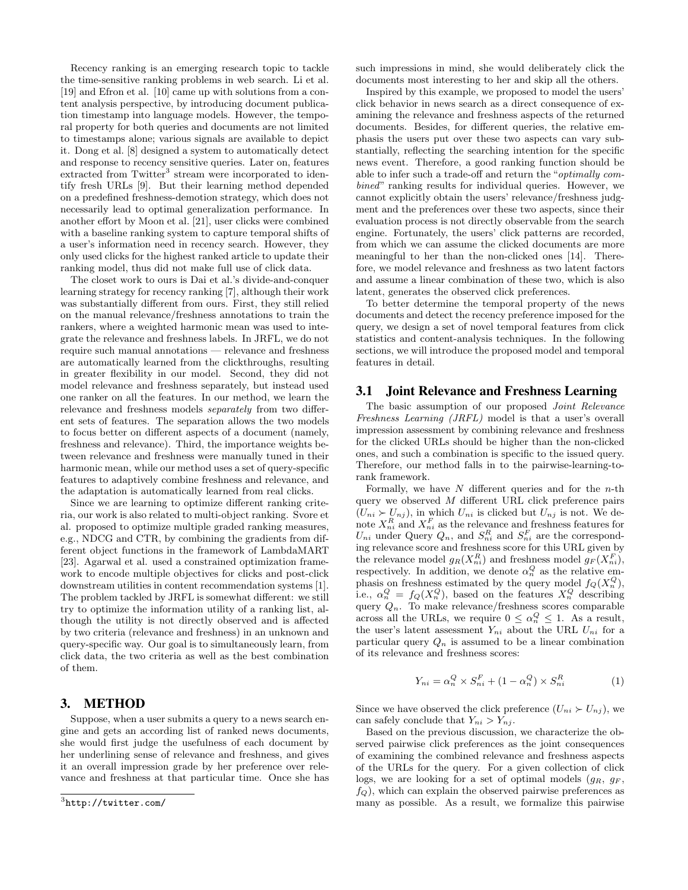Recency ranking is an emerging research topic to tackle the time-sensitive ranking problems in web search. Li et al. [19] and Efron et al. [10] came up with solutions from a content analysis perspective, by introducing document publication timestamp into language models. However, the temporal property for both queries and documents are not limited to timestamps alone; various signals are available to depict it. Dong et al. [8] designed a system to automatically detect and response to recency sensitive queries. Later on, features extracted from Twitter[3] stream were incorporated to identify fresh URLs [9]. But their learning method depended on a predefined freshness-demotion strategy, which does not necessarily lead to optimal generalization performance. In another effort by Moon et al. [21], user clicks were combined with a baseline ranking system to capture temporal shifts of a user's information need in recency search. However, they only used clicks for the highest ranked article to update their ranking model, thus did not make full use of click data.

The closet work to ours is Dai et al.'s divide-and-conquer learning strategy for recency ranking [7], although their work was substantially different from ours. First, they still relied on the manual relevance/freshness annotations to train the rankers, where a weighted harmonic mean was used to integrate the relevance and freshness labels. In JRFL, we do not require such manual annotations — relevance and freshness are automatically learned from the clickthroughs, resulting in greater flexibility in our model. Second, they did not model relevance and freshness separately, but instead used one ranker on all the features. In our method, we learn the relevance and freshness models *separately* from two different sets of features. The separation allows the two models to focus better on different aspects of a document (namely, freshness and relevance). Third, the importance weights between relevance and freshness were manually tuned in their harmonic mean, while our method uses a set of query-specific features to adaptively combine freshness and relevance, and the adaptation is automatically learned from real clicks.

Since we are learning to optimize different ranking criteria, our work is also related to multi-object ranking. Svore et al. proposed to optimize multiple graded ranking measures, e.g., NDCG and CTR, by combining the gradients from different object functions in the framework of LambdaMART [23]. Agarwal et al. used a constrained optimization framework to encode multiple objectives for clicks and post-click downstream utilities in content recommendation systems [1]. The problem tackled by JRFL is somewhat different: we still try to optimize the information utility of a ranking list, although the utility is not directly observed and is affected by two criteria (relevance and freshness) in an unknown and query-specific way. Our goal is to simultaneously learn, from click data, the two criteria as well as the best combination of them.

# 3. METHOD

Suppose, when a user submits a query to a news search engine and gets an according list of ranked news documents, she would first judge the usefulness of each document by her underlining sense of relevance and freshness, and gives it an overall impression grade by her preference over relevance and freshness at that particular time. Once she has such impressions in mind, she would deliberately click the documents most interesting to her and skip all the others.

Inspired by this example, we proposed to model the users' click behavior in news search as a direct consequence of examining the relevance and freshness aspects of the returned documents. Besides, for different queries, the relative emphasis the users put over these two aspects can vary substantially, reflecting the searching intention for the specific news event. Therefore, a good ranking function should be able to infer such a trade-off and return the "*optimally combined*" ranking results for individual queries. However, we cannot explicitly obtain the users' relevance/freshness judgment and the preferences over these two aspects, since their evaluation process is not directly observable from the search engine. Fortunately, the users' click patterns are recorded, from which we can assume the clicked documents are more meaningful to her than the non-clicked ones [14]. Therefore, we model relevance and freshness as two latent factors and assume a linear combination of these two, which is also latent, generates the observed click preferences.

To better determine the temporal property of the news documents and detect the recency preference imposed for the query, we design a set of novel temporal features from click statistics and content-analysis techniques. In the following sections, we will introduce the proposed model and temporal features in detail.

## 3.1 Joint Relevance and Freshness Learning

The basic assumption of our proposed *Joint Relevance Freshness Learning (JRFL)* model is that a user's overall impression assessment by combining relevance and freshness for the clicked URLs should be higher than the non-clicked ones, and such a combination is specific to the issued query. Therefore, our method falls in to the pairwise-learning-to-rank framework.

Formally, we have $N$ different queries and for the $n$-th query we observed $M$ different URL click preference pairs ($U_{ni} \succ U_{nj}$), in which $U_{ni}$ is clicked but $U_{nj}$ is not. We denote $X_{ni}^R$ and $X_{ni}^F$ as the relevance and freshness features for $U_{ni}$ under Query $Q_n$, and $S_{ni}^R$ and $S_{ni}^F$ are the corresponding relevance score and freshness score for this URL given by the relevance model $g_R(X_{ni}^R)$ and freshness model $g_F(X_{ni}^F)$, respectively. In addition, we denote $\alpha_n^Q$ as the relative emphasis on freshness estimated by the query model $f_Q(X_n^Q)$, i.e., $\alpha_n^Q = f_Q(X_n^Q)$, based on the features $X_n^Q$ describing query $Q_n$. To make relevance/freshness scores comparable across all the URLs, we require $0 \le \alpha_n^Q \le 1$. As a result, the user's latent assessment $Y_{ni}$ about the URL $U_{ni}$ for a particular query $Q_n$ is assumed to be a linear combination of its relevance and freshness scores:

$$Y_{ni} = \alpha_n^Q \times S_{ni}^F + (1 - \alpha_n^Q) \times S_{ni}^R \tag{1}$$

Since we have observed the click preference ($U_{ni} \succ U_{nj}$), we can safely conclude that $Y_{ni} > Y_{nj}$.

Based on the previous discussion, we characterize the observed pairwise click preferences as the joint consequences of examining the combined relevance and freshness aspects of the URLs for the query. For a given collection of click logs, we are looking for a set of optimal models ($g_R$, $g_F$, $f_Q$), which can explain the observed pairwise preferences as many as possible. As a result, we formalize this pairwise

[3] http://twitter.com/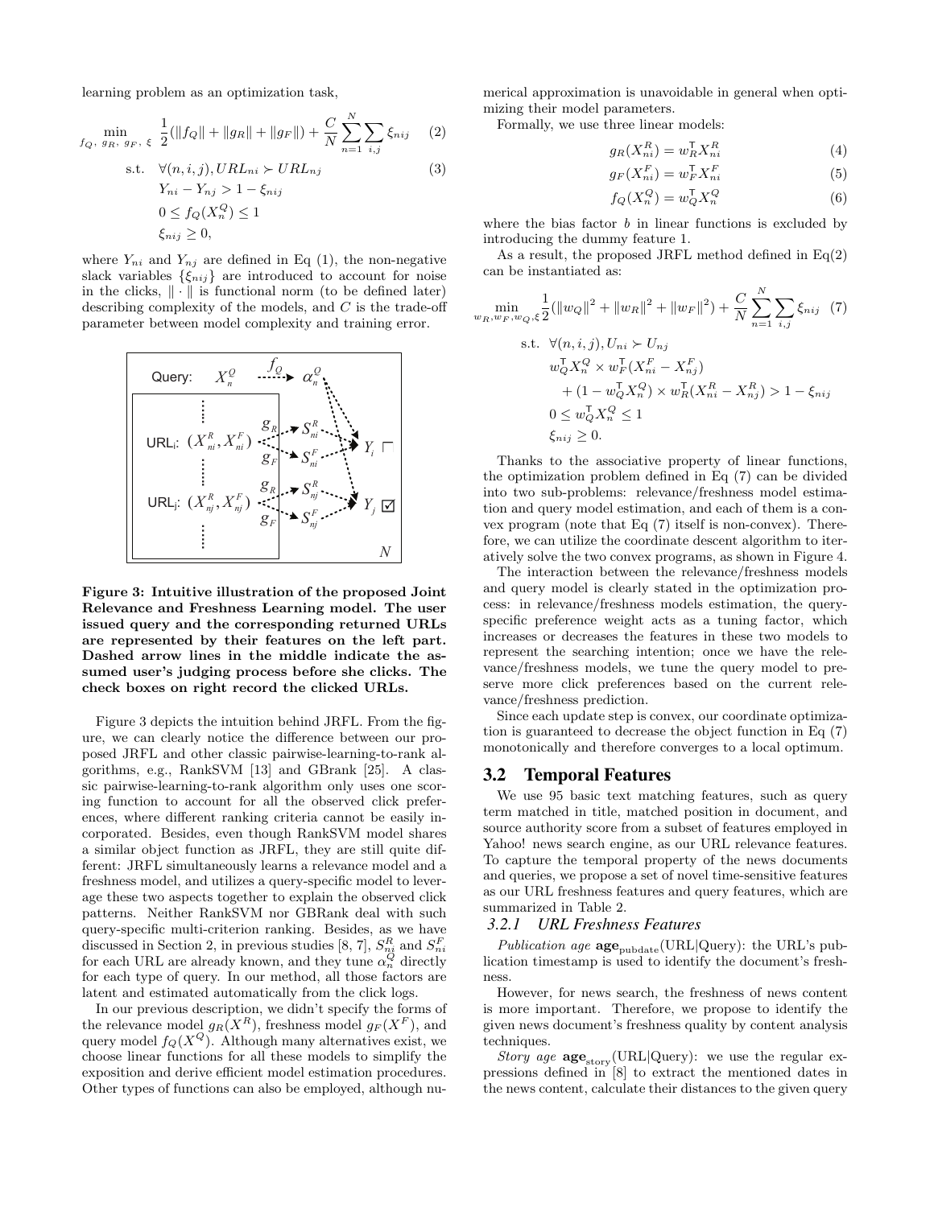learning problem as an optimization task,

$$\min_{f_Q,\, g_R,\, g_F,\, \xi} \ \frac{1}{2}(\|f_Q\| + \|g_R\| + \|g_F\|) + \frac{C}{N}\sum_{n=1}^{N}\sum_{i,j}\xi_{nij} \quad (2)$$

$$\begin{aligned} \text{s.t.} \quad & \forall(n,i,j), URL_{ni} \succ URL_{nj} \quad (3)\\ & Y_{ni} - Y_{nj} > 1 - \xi_{nij}\\ & 0 \leq f_Q(X_n^Q) \leq 1\\ & \xi_{nij} \geq 0, \end{aligned}$$

where $Y_{ni}$ and $Y_{nj}$ are defined in Eq (1), the non-negative slack variables $\{\xi_{nij}\}$ are introduced to account for noise in the clicks, $\|\cdot\|$ is functional norm (to be defined later) describing complexity of the models, and $C$ is the trade-off parameter between model complexity and training error.

**Figure 3: Intuitive illustration of the proposed Joint Relevance and Freshness Learning model. The user issued query and the corresponding returned URLs are represented by their features on the left part. Dashed arrow lines in the middle indicate the assumed user's judging process before she clicks. The check boxes on right record the clicked URLs.**

Figure 3 depicts the intuition behind JRFL. From the figure, we can clearly notice the difference between our proposed JRFL and other classic pairwise-learning-to-rank algorithms, e.g., RankSVM [13] and GBrank [25]. A classic pairwise-learning-to-rank algorithm only uses one scoring function to account for all the observed click preferences, where different ranking criteria cannot be easily incorporated. Besides, even though RankSVM model shares a similar object function as JRFL, they are still quite different: JRFL simultaneously learns a relevance model and a freshness model, and utilizes a query-specific model to leverage these two aspects together to explain the observed click patterns. Neither RankSVM nor GBRank deal with such query-specific multi-criterion ranking. Besides, as we have discussed in Section 2, in previous studies [8, 7], $S_{ni}^R$ and $S_{ni}^F$ for each URL are already known, and they tune $\alpha_n^Q$ directly for each type of query. In our method, all those factors are latent and estimated automatically from the click logs.

In our previous description, we didn't specify the forms of the relevance model $g_R(X^R)$, freshness model $g_F(X^F)$, and query model $f_Q(X^Q)$. Although many alternatives exist, we choose linear functions for all these models to simplify the exposition and derive efficient model estimation procedures. Other types of functions can also be employed, although numerical approximation is unavoidable in general when optimizing their model parameters.

Formally, we use three linear models:

$$g_R(X_{ni}^R) = w_R^\mathsf{T} X_{ni}^R \quad (4)$$

$$g_F(X_{ni}^F) = w_F^\mathsf{T} X_{ni}^F \quad (5)$$

$$f_Q(X_n^Q) = w_Q^\mathsf{T} X_n^Q \quad (6)$$

where the bias factor $b$ in linear functions is excluded by introducing the dummy feature 1.

As a result, the proposed JRFL method defined in Eq(2) can be instantiated as:

$$\min_{w_R, w_F, w_Q, \xi} \frac{1}{2}(\|w_Q\|^2 + \|w_R\|^2 + \|w_F\|^2) + \frac{C}{N}\sum_{n=1}^{N}\sum_{i,j}\xi_{nij} \quad (7)$$

$$\begin{aligned} \text{s.t.} \quad & \forall(n,i,j), U_{ni} \succ U_{nj}\\ & w_Q^\mathsf{T} X_n^Q \times w_F^\mathsf{T}(X_{ni}^F - X_{nj}^F)\\ & \quad + (1 - w_Q^\mathsf{T} X_n^Q) \times w_R^\mathsf{T}(X_{ni}^R - X_{nj}^R) > 1 - \xi_{nij}\\ & 0 \leq w_Q^\mathsf{T} X_n^Q \leq 1\\ & \xi_{nij} \geq 0. \end{aligned}$$

Thanks to the associative property of linear functions, the optimization problem defined in Eq (7) can be divided into two sub-problems: relevance/freshness model estimation and query model estimation, and each of them is a convex program (note that Eq (7) itself is non-convex). Therefore, we can utilize the coordinate descent algorithm to iteratively solve the two convex programs, as shown in Figure 4.

The interaction between the relevance/freshness models and query model is clearly stated in the optimization process: in relevance/freshness models estimation, the query-specific preference weight acts as a tuning factor, which increases or decreases the features in these two models to represent the searching intention; once we have the relevance/freshness models, we tune the query model to preserve more click preferences based on the current relevance/freshness prediction.

Since each update step is convex, our coordinate optimization is guaranteed to decrease the object function in Eq (7) monotonically and therefore converges to a local optimum.

## 3.2 Temporal Features

We use 95 basic text matching features, such as query term matched in title, matched position in document, and source authority score from a subset of features employed in Yahoo! news search engine, as our URL relevance features. To capture the temporal property of the news documents and queries, we propose a set of novel time-sensitive features as our URL freshness features and query features, which are summarized in Table 2.

### 3.2.1 URL Freshness Features

*Publication age* $\mathbf{age}_{\text{pubdate}}(\text{URL}|\text{Query})$: the URL's publication timestamp is used to identify the document's freshness.

However, for news search, the freshness of news content is more important. Therefore, we propose to identify the given news document's freshness quality by content analysis techniques.

*Story age* $\mathbf{age}_{\text{story}}(\text{URL}|\text{Query})$: we use the regular expressions defined in [8] to extract the mentioned dates in the news content, calculate their distances to the given query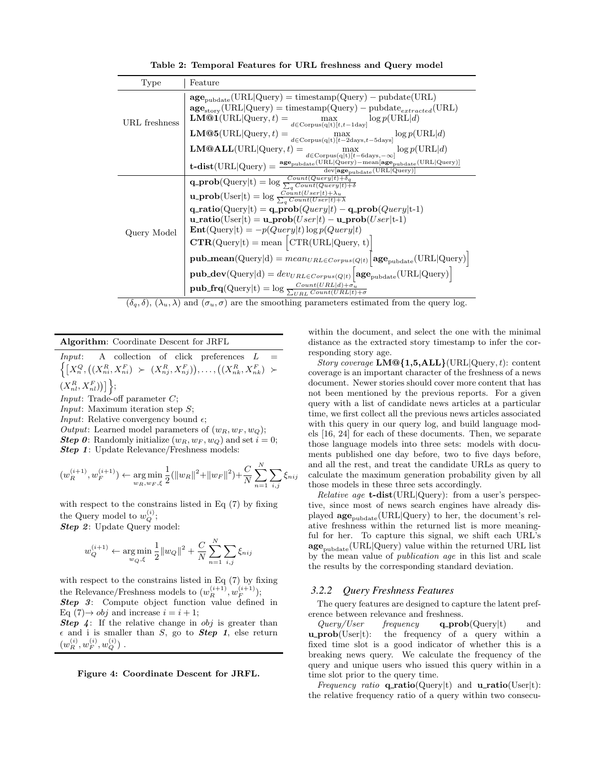**Table 2: Temporal Features for URL freshness and Query model**

| Type | Feature |
|---|---|
| URL freshness | $\mathbf{age}_{\text{pubdate}}(\text{URL}\|\text{Query}) = \text{timestamp}(\text{Query}) - \text{pubdate}(\text{URL})$ |
| | $\mathbf{age}_{\text{story}}(\text{URL}\|\text{Query}) = \text{timestamp}(\text{Query}) - \text{pubdate}_{extracted}(\text{URL})$ |
| | $\mathbf{LM@1}(\text{URL}\|\text{Query}, t) = \max_{d \in \text{Corpus(q\|t)}[t, t-1\text{day}]} \log p(\text{URL}\|d)$ |
| | $\mathbf{LM@5}(\text{URL}\|\text{Query}, t) = \max_{d \in \text{Corpus(q\|t)}[t-2\text{days}, t-5\text{days}]} \log p(\text{URL}\|d)$ |
| | $\mathbf{LM@ALL}(\text{URL}\|\text{Query}, t) = \max_{d \in \text{Corpus(q\|t)}[t-6\text{days}, -\infty]} \log p(\text{URL}\|d)$ |
| | $\mathbf{t\text{-}dist}(\text{URL}\|\text{Query}) = \frac{\mathbf{age}_{\text{pubdate}}(\text{URL}\|\text{Query}) - \text{mean}[\mathbf{age}_{\text{pubdate}}(\text{URL}\|\text{Query})]}{\text{dev}[\mathbf{age}_{\text{pubdate}}(\text{URL}\|\text{Query})]}$ |
| Query Model | $\mathbf{q\_prob}(\text{Query}\|\text{t}) = \log \frac{Count(Query\|t)+\delta_q}{\sum_q Count(Query\|t)+\delta}$ |
| | $\mathbf{u\_prob}(\text{User}\|\text{t}) = \log \frac{Count(User\|t)+\lambda_u}{\sum_q Count(User\|t)+\lambda}$ |
| | $\mathbf{q\_ratio}(\text{Query}\|\text{t}) = \mathbf{q\_prob}(Query\|t) - \mathbf{q\_prob}(Query\|\text{t-1})$ |
| | $\mathbf{u\_ratio}(\text{User}\|\text{t}) = \mathbf{u\_prob}(User\|t) - \mathbf{u\_prob}(User\|\text{t-1})$ |
| | $\mathbf{Ent}(\text{Query}\|\text{t}) = -p(Query\|t) \log p(Query\|t)$ |
| | $\mathbf{CTR}(\text{Query}\|\text{t}) = \text{mean}\Big[\text{CTR}(\text{URL}\|\text{Query, t})\Big]$ |
| | $\mathbf{pub\_mean}(\text{Query}\|\text{d}) = mean_{URL \in Corpus(Q\|t)}\Big[\mathbf{age}_{\text{pubdate}}(\text{URL}\|\text{Query})\Big]$ |
| | $\mathbf{pub\_dev}(\text{Query}\|\text{d}) = dev_{URL \in Corpus(Q\|t)}\Big[\mathbf{age}_{\text{pubdate}}(\text{URL}\|\text{Query})\Big]$ |
| | $\mathbf{pub\_frq}(\text{Query}\|\text{t}) = \log \frac{Count(URL\|d)+\sigma_u}{\sum_{URL} Count(URL\|t)+\sigma}$ |

$(\delta_q, \delta)$, $(\lambda_u, \lambda)$ and $(\sigma_u, \sigma)$ are the smoothing parameters estimated from the query log.

**Algorithm**: Coordinate Descent for JRFL

*Input*: A collection of click preferences $L = \Big\{\big[X_n^Q, \big((X_{ni}^R, X_{ni}^F) \succ (X_{nj}^R, X_{nj}^F)\big), \ldots, \big((X_{nk}^R, X_{nk}^F) \succ (X_{nl}^R, X_{nl}^F)\big)\big]\Big\}$;

*Input*: Trade-off parameter $C$;

*Input*: Maximum iteration step $S$;

*Input*: Relative convergency bound $\epsilon$;

*Output*: Learned model parameters of $(w_R, w_F, w_Q)$;

***Step 0***: Randomly initialize $(w_R, w_F, w_Q)$ and set $i = 0$;

***Step 1***: Update Relevance/Freshness models:

$$(w_R^{(i+1)}, w_F^{(i+1)}) \leftarrow \arg\min_{w_R, w_F, \xi} \frac{1}{2}(\|w_R\|^2 + \|w_F\|^2) + \frac{C}{N}\sum_{n=1}^{N}\sum_{i,j}\xi_{nij}$$

with respect to the constrains listed in Eq (7) by fixing the Query model to $w_Q^{(i)}$;

***Step 2***: Update Query model:

$$w_Q^{(i+1)} \leftarrow \arg\min_{w_Q, \xi} \frac{1}{2}\|w_Q\|^2 + \frac{C}{N}\sum_{n=1}^{N}\sum_{i,j}\xi_{nij}$$

with respect to the constrains listed in Eq (7) by fixing the Relevance/Freshness models to $(w_R^{(i+1)}, w_F^{(i+1)})$;

***Step 3***: Compute object function value defined in Eq (7)→ $obj$ and increase $i = i + 1$;

***Step 4***: If the relative change in $obj$ is greater than $\epsilon$ and i is smaller than $S$, go to ***Step 1***, else return $(w_R^{(i)}, w_F^{(i)}, w_Q^{(i)})$ .

**Figure 4: Coordinate Descent for JRFL.**

within the document, and select the one with the minimal distance as the extracted story timestamp to infer the corresponding story age.

*Story coverage* $\mathbf{LM@\{1,5,ALL\}}(\text{URL}|\text{Query}, t)$: content coverage is an important character of the freshness of a news document. Newer stories should cover more content that has not been mentioned by the previous reports. For a given query with a list of candidate news articles at a particular time, we first collect all the previous news articles associated with this query in our query log, and build language models [16, 24] for each of these documents. Then, we separate those language models into three sets: models with documents published one day before, two to five days before, and all the rest, and treat the candidate URLs as query to calculate the maximum generation probability given by all those models in these three sets accordingly.

*Relative age* $\mathbf{t\text{-}dist}(\text{URL}|\text{Query})$: from a user's perspective, since most of news search engines have already displayed $\mathbf{age}_{\text{pubdate}}(\text{URL}|\text{Query})$ to her, the document's relative freshness within the returned list is more meaningful for her. To capture this signal, we shift each URL's $\mathbf{age}_{\text{pubdate}}(\text{URL}|\text{Query})$ value within the returned URL list by the mean value of *publication age* in this list and scale the results by the corresponding standard deviation.

### 3.2.2 Query Freshness Features

The query features are designed to capture the latent preference between relevance and freshness.

*Query/User frequency* $\mathbf{q\_prob}(\text{Query}|\text{t})$ and $\mathbf{u\_prob}(\text{User}|\text{t})$: the frequency of a query within a fixed time slot is a good indicator of whether this is a breaking news query. We calculate the frequency of the query and unique users who issued this query within in a time slot prior to the query time.

*Frequency ratio* $\mathbf{q\_ratio}(\text{Query}|\text{t})$ and $\mathbf{u\_ratio}(\text{User}|\text{t})$: the relative frequency ratio of a query within two consecu-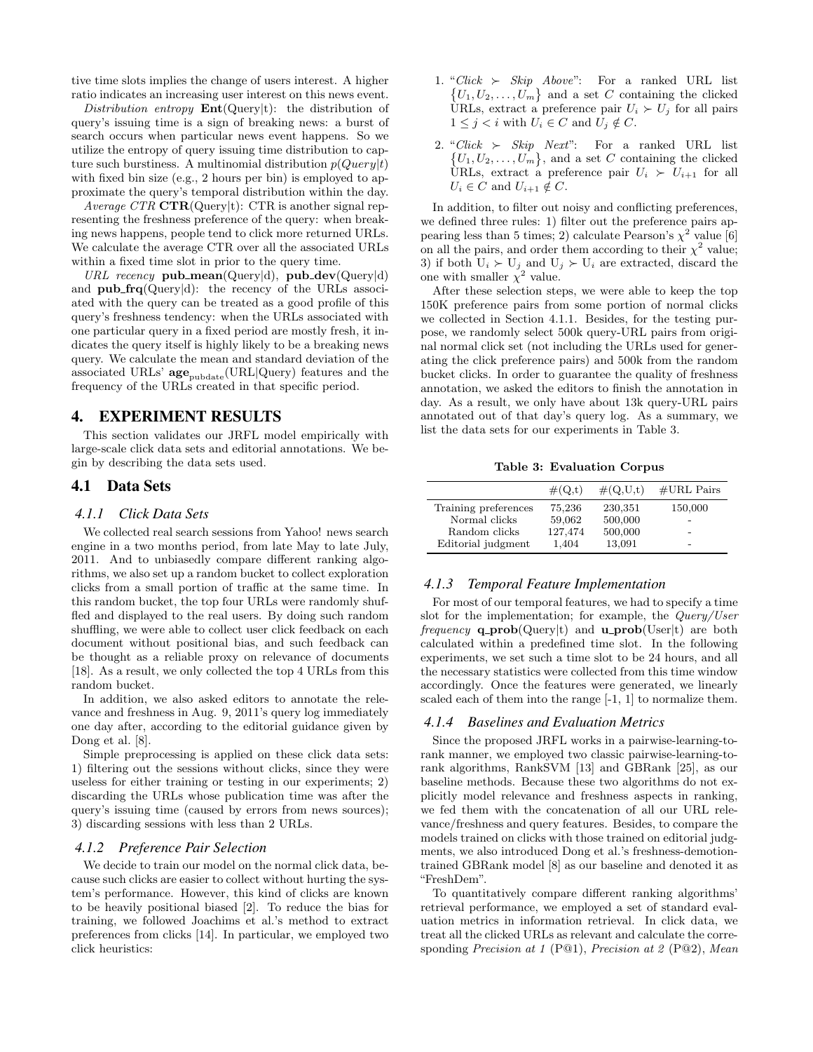tive time slots implies the change of users interest. A higher ratio indicates an increasing user interest on this news event.

*Distribution entropy* **Ent**(Query|t): the distribution of query's issuing time is a sign of breaking news: a burst of search occurs when particular news event happens. So we utilize the entropy of query issuing time distribution to capture such burstiness. A multinomial distribution $p(Query|t)$ with fixed bin size (e.g., 2 hours per bin) is employed to approximate the query's temporal distribution within the day.

*Average CTR* **CTR**(Query|t): CTR is another signal representing the freshness preference of the query: when breaking news happens, people tend to click more returned URLs. We calculate the average CTR over all the associated URLs within a fixed time slot in prior to the query time.

*URL recency* **pub_mean**(Query|d), **pub_dev**(Query|d) and **pub_frq**(Query|d): the recency of the URLs associated with the query can be treated as a good profile of this query's freshness tendency: when the URLs associated with one particular query in a fixed period are mostly fresh, it indicates the query itself is highly likely to be a breaking news query. We calculate the mean and standard deviation of the associated URLs' $\mathbf{age}_{\text{pubdate}}$(URL|Query) features and the frequency of the URLs created in that specific period.

# 4. EXPERIMENT RESULTS

This section validates our JRFL model empirically with large-scale click data sets and editorial annotations. We begin by describing the data sets used.

## 4.1 Data Sets

### 4.1.1 Click Data Sets

We collected real search sessions from Yahoo! news search engine in a two months period, from late May to late July, 2011. And to unbiasedly compare different ranking algorithms, we also set up a random bucket to collect exploration clicks from a small portion of traffic at the same time. In this random bucket, the top four URLs were randomly shuffled and displayed to the real users. By doing such random shuffling, we were able to collect user click feedback on each document without positional bias, and such feedback can be thought as a reliable proxy on relevance of documents [18]. As a result, we only collected the top 4 URLs from this random bucket.

In addition, we also asked editors to annotate the relevance and freshness in Aug. 9, 2011's query log immediately one day after, according to the editorial guidance given by Dong et al. [8].

Simple preprocessing is applied on these click data sets: 1) filtering out the sessions without clicks, since they were useless for either training or testing in our experiments; 2) discarding the URLs whose publication time was after the query's issuing time (caused by errors from news sources); 3) discarding sessions with less than 2 URLs.

### 4.1.2 Preference Pair Selection

We decide to train our model on the normal click data, because such clicks are easier to collect without hurting the system's performance. However, this kind of clicks are known to be heavily positional biased [2]. To reduce the bias for training, we followed Joachims et al.'s method to extract preferences from clicks [14]. In particular, we employed two click heuristics:

1. "*Click* $\succ$ *Skip Above*": For a ranked URL list $\{U_1, U_2, \ldots, U_m\}$ and a set $C$ containing the clicked URLs, extract a preference pair $U_i \succ U_j$ for all pairs $1 \leq j < i$ with $U_i \in C$ and $U_j \notin C$.
2. "*Click* $\succ$ *Skip Next*": For a ranked URL list $\{U_1, U_2, \ldots, U_m\}$, and a set $C$ containing the clicked URLs, extract a preference pair $U_i \succ U_{i+1}$ for all $U_i \in C$ and $U_{i+1} \notin C$.

In addition, to filter out noisy and conflicting preferences, we defined three rules: 1) filter out the preference pairs appearing less than 5 times; 2) calculate Pearson's $\chi^2$ value [6] on all the pairs, and order them according to their $\chi^2$ value; 3) if both $U_i \succ U_j$ and $U_j \succ U_i$ are extracted, discard the one with smaller $\chi^2$ value.

After these selection steps, we were able to keep the top 150K preference pairs from some portion of normal clicks we collected in Section 4.1.1. Besides, for the testing purpose, we randomly select 500k query-URL pairs from original normal click set (not including the URLs used for generating the click preference pairs) and 500k from the random bucket clicks. In order to guarantee the quality of freshness annotation, we asked the editors to finish the annotation in day. As a result, we only have about 13k query-URL pairs annotated out of that day's query log. As a summary, we list the data sets for our experiments in Table 3.

**Table 3: Evaluation Corpus**

| | #(Q,t) | #(Q,U,t) | #URL Pairs |
|---|---|---|---|
| Training preferences | 75,236 | 230,351 | 150,000 |
| Normal clicks | 59,062 | 500,000 | - |
| Random clicks | 127,474 | 500,000 | - |
| Editorial judgment | 1,404 | 13,091 | - |

### 4.1.3 Temporal Feature Implementation

For most of our temporal features, we had to specify a time slot for the implementation; for example, the *Query/User frequency* **q_prob**(Query|t) and **u_prob**(User|t) are both calculated within a predefined time slot. In the following experiments, we set such a time slot to be 24 hours, and all the necessary statistics were collected from this time window accordingly. Once the features were generated, we linearly scaled each of them into the range [-1, 1] to normalize them.

### 4.1.4 Baselines and Evaluation Metrics

Since the proposed JRFL works in a pairwise-learning-to-rank manner, we employed two classic pairwise-learning-to-rank algorithms, RankSVM [13] and GBRank [25], as our baseline methods. Because these two algorithms do not explicitly model relevance and freshness aspects in ranking, we fed them with the concatenation of all our URL relevance/freshness and query features. Besides, to compare the models trained on clicks with those trained on editorial judgments, we also introduced Dong et al.'s freshness-demotion-trained GBRank model [8] as our baseline and denoted it as "FreshDem".

To quantitatively compare different ranking algorithms' retrieval performance, we employed a set of standard evaluation metrics in information retrieval. In click data, we treat all the clicked URLs as relevant and calculate the corresponding *Precision at 1* (P@1), *Precision at 2* (P@2), *Mean*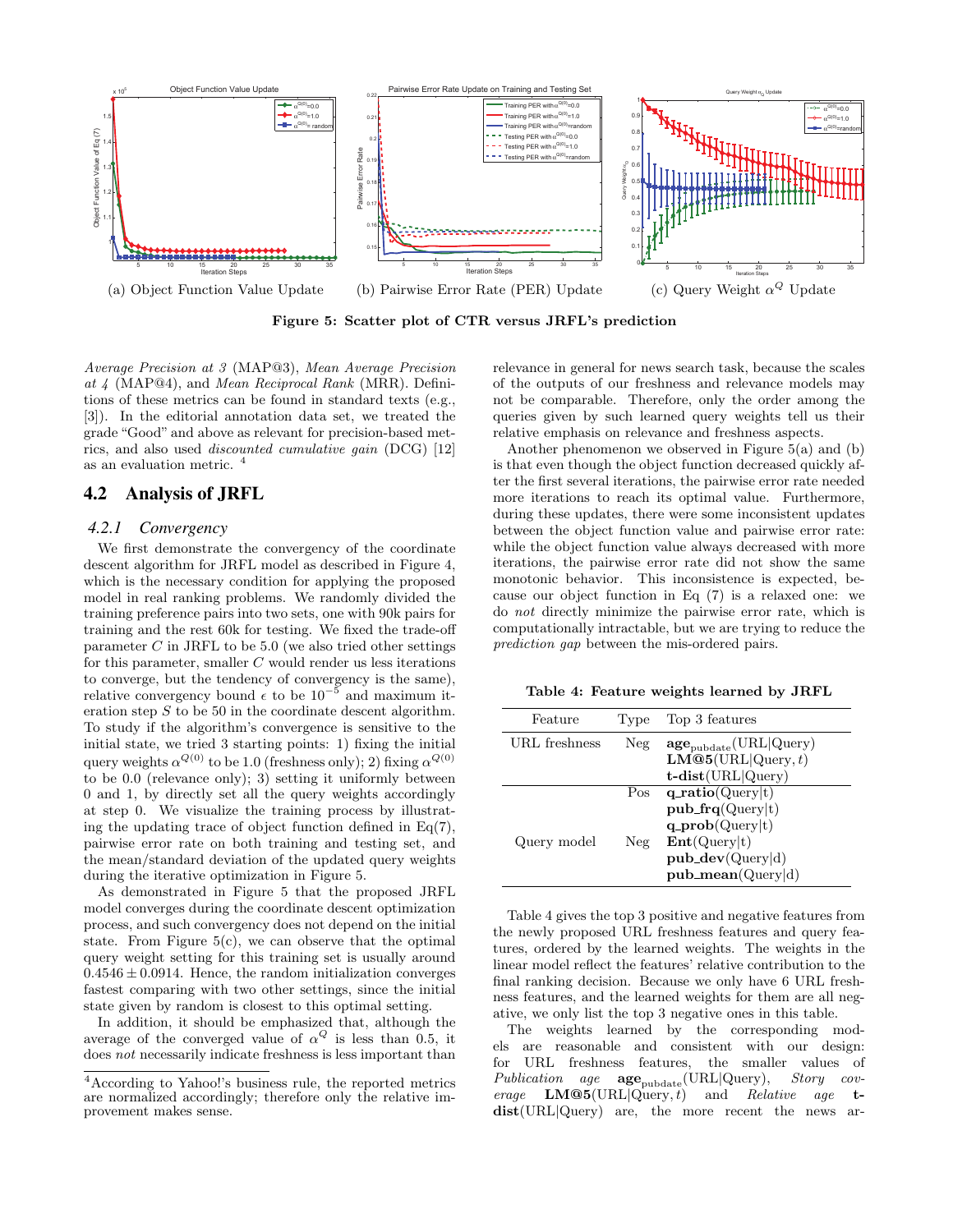(a) Object Function Value Update (b) Pairwise Error Rate (PER) Update (c) Query Weight $\alpha^Q$ Update

**Figure 5: Scatter plot of CTR versus JRFL's prediction**

*Average Precision at 3* (MAP@3), *Mean Average Precision at 4* (MAP@4), and *Mean Reciprocal Rank* (MRR). Definitions of these metrics can be found in standard texts (e.g., [3]). In the editorial annotation data set, we treated the grade "Good" and above as relevant for precision-based metrics, and also used *discounted cumulative gain* (DCG) [12] as an evaluation metric. [4]

## 4.2 Analysis of JRFL

### 4.2.1 Convergency

We first demonstrate the convergency of the coordinate descent algorithm for JRFL model as described in Figure 4, which is the necessary condition for applying the proposed model in real ranking problems. We randomly divided the training preference pairs into two sets, one with 90k pairs for training and the rest 60k for testing. We fixed the trade-off parameter $C$ in JRFL to be 5.0 (we also tried other settings for this parameter, smaller $C$ would render us less iterations to converge, but the tendency of convergency is the same), relative convergency bound $\epsilon$ to be $10^{-5}$ and maximum iteration step $S$ to be 50 in the coordinate descent algorithm. To study if the algorithm's convergence is sensitive to the initial state, we tried 3 starting points: 1) fixing the initial query weights $\alpha^{Q(0)}$ to be 1.0 (freshness only); 2) fixing $\alpha^{Q(0)}$ to be 0.0 (relevance only); 3) setting it uniformly between 0 and 1, by directly set all the query weights accordingly at step 0. We visualize the training process by illustrating the updating trace of object function defined in Eq(7), pairwise error rate on both training and testing set, and the mean/standard deviation of the updated query weights during the iterative optimization in Figure 5.

As demonstrated in Figure 5 that the proposed JRFL model converges during the coordinate descent optimization process, and such convergency does not depend on the initial state. From Figure 5(c), we can observe that the optimal query weight setting for this training set is usually around $0.4546 \pm 0.0914$. Hence, the random initialization converges fastest comparing with two other settings, since the initial state given by random is closest to this optimal setting.

In addition, it should be emphasized that, although the average of the converged value of $\alpha^Q$ is less than 0.5, it does *not* necessarily indicate freshness is less important than relevance in general for news search task, because the scales of the outputs of our freshness and relevance models may not be comparable. Therefore, only the order among the queries given by such learned query weights tell us their relative emphasis on relevance and freshness aspects.

Another phenomenon we observed in Figure 5(a) and (b) is that even though the object function decreased quickly after the first several iterations, the pairwise error rate needed more iterations to reach its optimal value. Furthermore, during these updates, there were some inconsistent updates between the object function value and pairwise error rate: while the object function value always decreased with more iterations, the pairwise error rate did not show the same monotonic behavior. This inconsistence is expected, because our object function in Eq (7) is a relaxed one: we do *not* directly minimize the pairwise error rate, which is computationally intractable, but we are trying to reduce the *prediction gap* between the mis-ordered pairs.

**Table 4: Feature weights learned by JRFL**

| Feature | Type | Top 3 features |
|---|---|---|
| URL freshness | Neg | $\mathbf{age}_{\text{pubdate}}$(URL\|Query) |
| | | **LM@5**(URL\|Query, $t$) |
| | | **t-dist**(URL\|Query) |
| Query model | Pos | **q_ratio**(Query\|t) |
| | | **pub_frq**(Query\|t) |
| | | **q_prob**(Query\|t) |
| | Neg | **Ent**(Query\|t) |
| | | **pub_dev**(Query\|d) |
| | | **pub_mean**(Query\|d) |

Table 4 gives the top 3 positive and negative features from the newly proposed URL freshness features and query features, ordered by the learned weights. The weights in the linear model reflect the features' relative contribution to the final ranking decision. Because we only have 6 URL freshness features, and the learned weights for them are all negative, we only list the top 3 negative ones in this table.

The weights learned by the corresponding models are reasonable and consistent with our design: for URL freshness features, the smaller values of *Publication age* $\mathbf{age}_{\text{pubdate}}$(URL|Query), *Story coverage* **LM@5**(URL|Query, $t$) and *Relative age* **t-dist**(URL|Query) are, the more recent the news ar-

[4] According to Yahoo!'s business rule, the reported metrics are normalized accordingly; therefore only the relative improvement makes sense.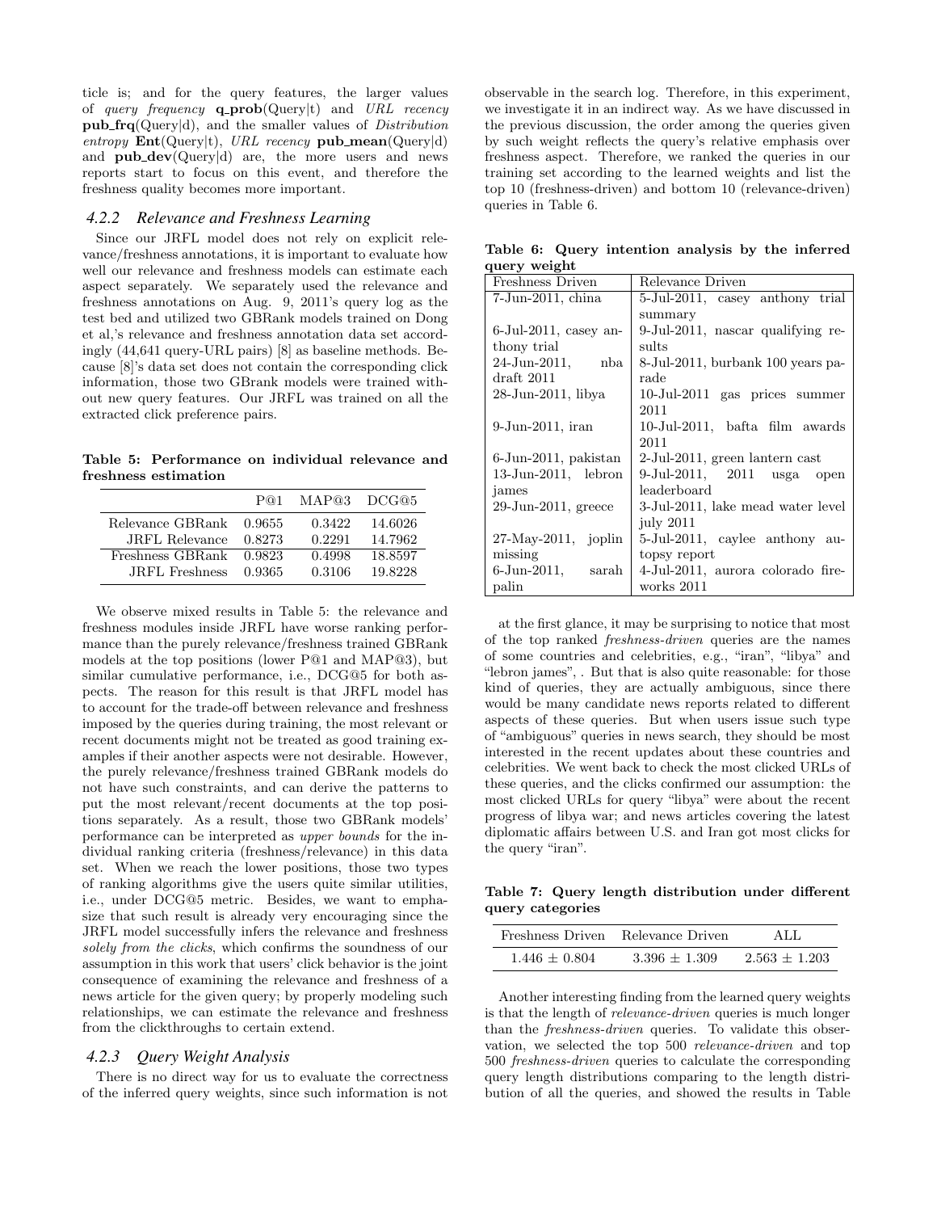ticle is; and for the query features, the larger values of *query frequency* **q_prob**(Query|t) and *URL recency* **pub_frq**(Query|d), and the smaller values of *Distribution entropy* **Ent**(Query|t), *URL recency* **pub_mean**(Query|d) and **pub_dev**(Query|d) are, the more users and news reports start to focus on this event, and therefore the freshness quality becomes more important.

### 4.2.2 Relevance and Freshness Learning

Since our JRFL model does not rely on explicit relevance/freshness annotations, it is important to evaluate how well our relevance and freshness models can estimate each aspect separately. We separately used the relevance and freshness annotations on Aug. 9, 2011's query log as the test bed and utilized two GBRank models trained on Dong et al,'s relevance and freshness annotation data set accordingly (44,641 query-URL pairs) [8] as baseline methods. Because [8]'s data set does not contain the corresponding click information, those two GBrank models were trained without new query features. Our JRFL was trained on all the extracted click preference pairs.

**Table 5: Performance on individual relevance and freshness estimation**

| | P@1 | MAP@3 | DCG@5 |
|---|---|---|---|
| Relevance GBRank | 0.9655 | 0.3422 | 14.6026 |
| JRFL Relevance | 0.8273 | 0.2291 | 14.7962 |
| Freshness GBRank | 0.9823 | 0.4998 | 18.8597 |
| JRFL Freshness | 0.9365 | 0.3106 | 19.8228 |

We observe mixed results in Table 5: the relevance and freshness modules inside JRFL have worse ranking performance than the purely relevance/freshness trained GBRank models at the top positions (lower P@1 and MAP@3), but similar cumulative performance, i.e., DCG@5 for both aspects. The reason for this result is that JRFL model has to account for the trade-off between relevance and freshness imposed by the queries during training, the most relevant or recent documents might not be treated as good training examples if their another aspects were not desirable. However, the purely relevance/freshness trained GBRank models do not have such constraints, and can derive the patterns to put the most relevant/recent documents at the top positions separately. As a result, those two GBRank models' performance can be interpreted as *upper bounds* for the individual ranking criteria (freshness/relevance) in this data set. When we reach the lower positions, those two types of ranking algorithms give the users quite similar utilities, i.e., under DCG@5 metric. Besides, we want to emphasize that such result is already very encouraging since the JRFL model successfully infers the relevance and freshness *solely from the clicks*, which confirms the soundness of our assumption in this work that users' click behavior is the joint consequence of examining the relevance and freshness of a news article for the given query; by properly modeling such relationships, we can estimate the relevance and freshness from the clickthroughs to certain extend.

### 4.2.3 Query Weight Analysis

There is no direct way for us to evaluate the correctness of the inferred query weights, since such information is not observable in the search log. Therefore, in this experiment, we investigate it in an indirect way. As we have discussed in the previous discussion, the order among the queries given by such weight reflects the query's relative emphasis over freshness aspect. Therefore, we ranked the queries in our training set according to the learned weights and list the top 10 (freshness-driven) and bottom 10 (relevance-driven) queries in Table 6.

**Table 6: Query intention analysis by the inferred query weight**

| Freshness Driven | Relevance Driven |
|---|---|
| 7-Jun-2011, china | 5-Jul-2011, casey anthony trial summary |
| 6-Jul-2011, casey anthony trial | 9-Jul-2011, nascar qualifying results |
| 24-Jun-2011, nba draft 2011 | 8-Jul-2011, burbank 100 years parade |
| 28-Jun-2011, libya | 10-Jul-2011 gas prices summer 2011 |
| 9-Jun-2011, iran | 10-Jul-2011, bafta film awards 2011 |
| 6-Jun-2011, pakistan | 2-Jul-2011, green lantern cast |
| 13-Jun-2011, lebron james | 9-Jul-2011, 2011 usga open leaderboard |
| 29-Jun-2011, greece | 3-Jul-2011, lake mead water level july 2011 |
| 27-May-2011, joplin missing | 5-Jul-2011, caylee anthony autopsy report |
| 6-Jun-2011, sarah palin | 4-Jul-2011, aurora colorado fireworks 2011 |

at the first glance, it may be surprising to notice that most of the top ranked *freshness-driven* queries are the names of some countries and celebrities, e.g., "iran", "libya" and "lebron james", . But that is also quite reasonable: for those kind of queries, they are actually ambiguous, since there would be many candidate news reports related to different aspects of these queries. But when users issue such type of "ambiguous" queries in news search, they should be most interested in the recent updates about these countries and celebrities. We went back to check the most clicked URLs of these queries, and the clicks confirmed our assumption: the most clicked URLs for query "libya" were about the recent progress of libya war; and news articles covering the latest diplomatic affairs between U.S. and Iran got most clicks for the query "iran".

**Table 7: Query length distribution under different query categories**

| Freshness Driven | Relevance Driven | ALL |
|---|---|---|
| $1.446 \pm 0.804$ | $3.396 \pm 1.309$ | $2.563 \pm 1.203$ |

Another interesting finding from the learned query weights is that the length of *relevance-driven* queries is much longer than the *freshness-driven* queries. To validate this observation, we selected the top 500 *relevance-driven* and top 500 *freshness-driven* queries to calculate the corresponding query length distributions comparing to the length distribution of all the queries, and showed the results in Table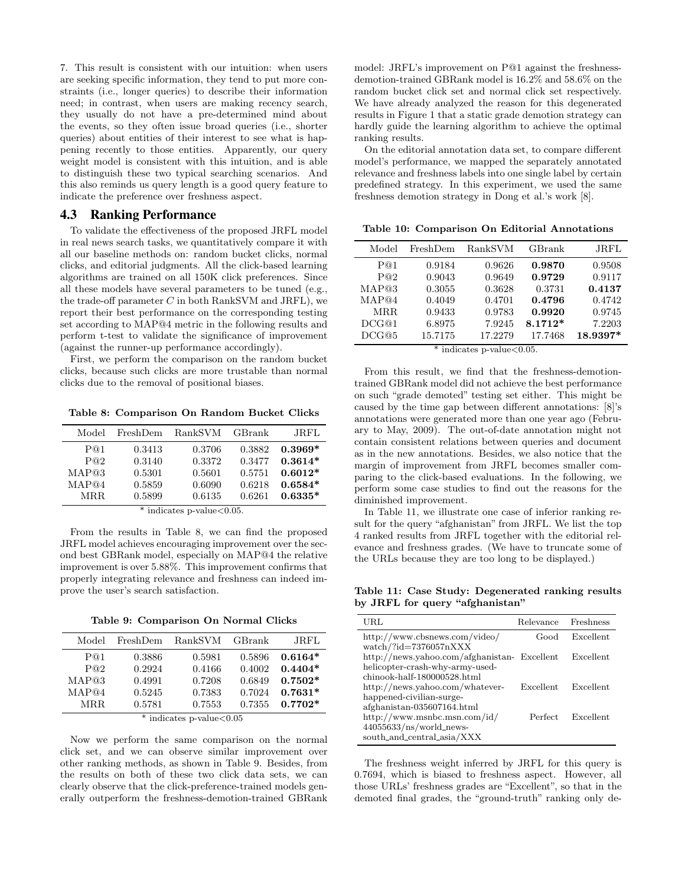7. This result is consistent with our intuition: when users are seeking specific information, they tend to put more constraints (i.e., longer queries) to describe their information need; in contrast, when users are making recency search, they usually do not have a pre-determined mind about the events, so they often issue broad queries (i.e., shorter queries) about entities of their interest to see what is happening recently to those entities. Apparently, our query weight model is consistent with this intuition, and is able to distinguish these two typical searching scenarios. And this also reminds us query length is a good query feature to indicate the preference over freshness aspect.

## 4.3 Ranking Performance

To validate the effectiveness of the proposed JRFL model in real news search tasks, we quantitatively compare it with all our baseline methods on: random bucket clicks, normal clicks, and editorial judgments. All the click-based learning algorithms are trained on all 150K click preferences. Since all these models have several parameters to be tuned (e.g., the trade-off parameter $C$ in both RankSVM and JRFL), we report their best performance on the corresponding testing set according to MAP@4 metric in the following results and perform t-test to validate the significance of improvement (against the runner-up performance accordingly).

First, we perform the comparison on the random bucket clicks, because such clicks are more trustable than normal clicks due to the removal of positional biases.

**Table 8: Comparison On Random Bucket Clicks**

| Model | FreshDem | RankSVM | GBrank | JRFL |
|---|---|---|---|---|
| P@1 | 0.3413 | 0.3706 | 0.3882 | **0.3969*** |
| P@2 | 0.3140 | 0.3372 | 0.3477 | **0.3614*** |
| MAP@3 | 0.5301 | 0.5601 | 0.5751 | **0.6012*** |
| MAP@4 | 0.5859 | 0.6090 | 0.6218 | **0.6584*** |
| MRR | 0.5899 | 0.6135 | 0.6261 | **0.6335*** |

\* indicates p-value<0.05.

From the results in Table 8, we can find the proposed JRFL model achieves encouraging improvement over the second best GBRank model, especially on MAP@4 the relative improvement is over 5.88%. This improvement confirms that properly integrating relevance and freshness can indeed improve the user's search satisfaction.

**Table 9: Comparison On Normal Clicks**

| Model | FreshDem | RankSVM | GBrank | JRFL |
|---|---|---|---|---|
| P@1 | 0.3886 | 0.5981 | 0.5896 | **0.6164*** |
| P@2 | 0.2924 | 0.4166 | 0.4002 | **0.4404*** |
| MAP@3 | 0.4991 | 0.7208 | 0.6849 | **0.7502*** |
| MAP@4 | 0.5245 | 0.7383 | 0.7024 | **0.7631*** |
| MRR | 0.5781 | 0.7553 | 0.7355 | **0.7702*** |

\* indicates p-value<0.05

Now we perform the same comparison on the normal click set, and we can observe similar improvement over other ranking methods, as shown in Table 9. Besides, from the results on both of these two click data sets, we can clearly observe that the click-preference-trained models generally outperform the freshness-demotion-trained GBRank model: JRFL's improvement on P@1 against the freshness-demotion-trained GBRank model is 16.2% and 58.6% on the random bucket click set and normal click set respectively. We have already analyzed the reason for this degenerated results in Figure 1 that a static grade demotion strategy can hardly guide the learning algorithm to achieve the optimal ranking results.

On the editorial annotation data set, to compare different model's performance, we mapped the separately annotated relevance and freshness labels into one single label by certain predefined strategy. In this experiment, we used the same freshness demotion strategy in Dong et al.'s work [8].

**Table 10: Comparison On Editorial Annotations**

| Model | FreshDem | RankSVM | GBrank | JRFL |
|---|---|---|---|---|
| P@1 | 0.9184 | 0.9626 | **0.9870** | 0.9508 |
| P@2 | 0.9043 | 0.9649 | **0.9729** | 0.9117 |
| MAP@3 | 0.3055 | 0.3628 | 0.3731 | **0.4137** |
| MAP@4 | 0.4049 | 0.4701 | **0.4796** | 0.4742 |
| MRR | 0.9433 | 0.9783 | **0.9920** | 0.9745 |
| DCG@1 | 6.8975 | 7.9245 | **8.1712*** | 7.2203 |
| DCG@5 | 15.7175 | 17.2279 | 17.7468 | **18.9397*** |

\* indicates p-value<0.05.

From this result, we find that the freshness-demotion-trained GBRank model did not achieve the best performance on such "grade demoted" testing set either. This might be caused by the time gap between different annotations: [8]'s annotations were generated more than one year ago (February to May, 2009). The out-of-date annotation might not contain consistent relations between queries and document as in the new annotations. Besides, we also notice that the margin of improvement from JRFL becomes smaller comparing to the click-based evaluations. In the following, we perform some case studies to find out the reasons for the diminished improvement.

In Table 11, we illustrate one case of inferior ranking result for the query "afghanistan" from JRFL. We list the top 4 ranked results from JRFL together with the editorial relevance and freshness grades. (We have to truncate some of the URLs because they are too long to be displayed.)

**Table 11: Case Study: Degenerated ranking results by JRFL for query "afghanistan"**

| URL | Relevance | Freshness |
|---|---|---|
| http://www.cbsnews.com/video/watch/?id=7376057nXXX | Good | Excellent |
| http://news.yahoo.com/afghanistan-helicopter-crash-why-army-used-chinook-half-180000528.html | Excellent | Excellent |
| http://news.yahoo.com/whatever-happened-civilian-surge-afghanistan-035607164.html | Excellent | Excellent |
| http://www.msnbc.msn.com/id/44055633/ns/world_news-south_and_central_asia/XXX | Perfect | Excellent |

The freshness weight inferred by JRFL for this query is 0.7694, which is biased to freshness aspect. However, all those URLs' freshness grades are "Excellent", so that in the demoted final grades, the "ground-truth" ranking only de-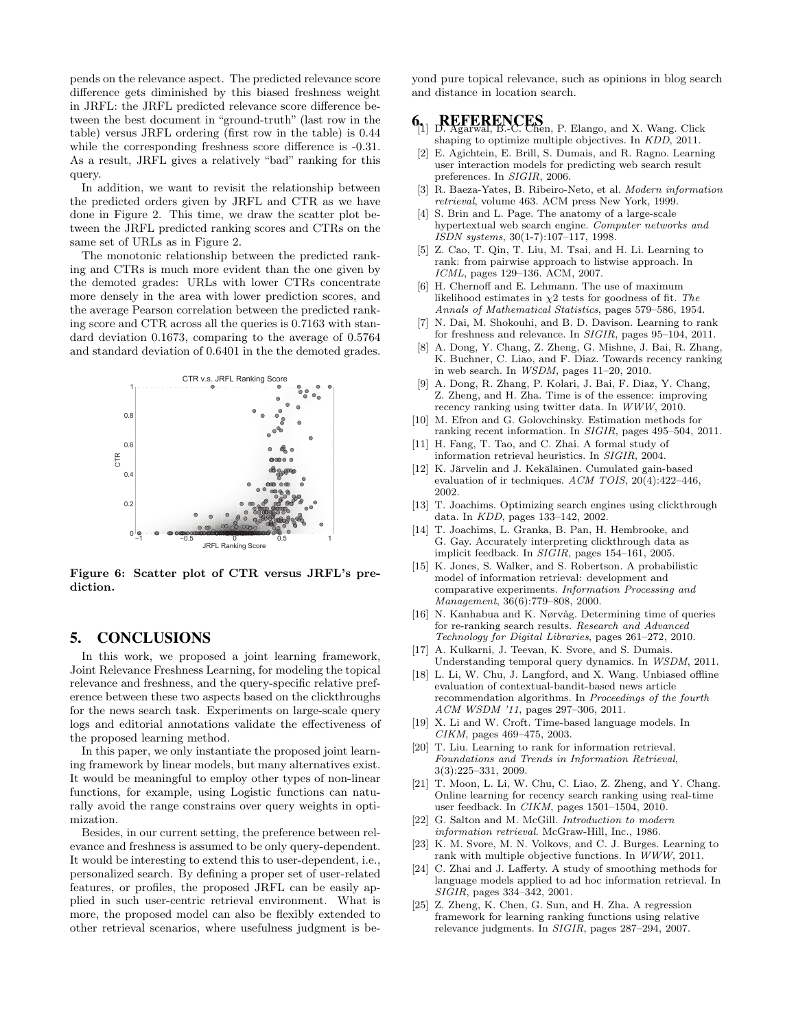pends on the relevance aspect. The predicted relevance score difference gets diminished by this biased freshness weight in JRFL: the JRFL predicted relevance score difference between the best document in "ground-truth" (last row in the table) versus JRFL ordering (first row in the table) is 0.44 while the corresponding freshness score difference is -0.31. As a result, JRFL gives a relatively "bad" ranking for this query.

In addition, we want to revisit the relationship between the predicted orders given by JRFL and CTR as we have done in Figure 2. This time, we draw the scatter plot between the JRFL predicted ranking scores and CTRs on the same set of URLs as in Figure 2.

The monotonic relationship between the predicted ranking and CTRs is much more evident than the one given by the demoted grades: URLs with lower CTRs concentrate more densely in the area with lower prediction scores, and the average Pearson correlation between the predicted ranking score and CTR across all the queries is 0.7163 with standard deviation 0.1673, comparing to the average of 0.5764 and standard deviation of 0.6401 in the the demoted grades.

CTR v.s. JRFL Ranking Score

CTR

JRFL Ranking Score

1
0.8
0.6
0.4
0.2
0
−1
−0.5
0
0.5
1

**Figure 6: Scatter plot of CTR versus JRFL's prediction.**

## 5. CONCLUSIONS

In this work, we proposed a joint learning framework, Joint Relevance Freshness Learning, for modeling the topical relevance and freshness, and the query-specific relative preference between these two aspects based on the clickthroughs for the news search task. Experiments on large-scale query logs and editorial annotations validate the effectiveness of the proposed learning method.

In this paper, we only instantiate the proposed joint learning framework by linear models, but many alternatives exist. It would be meaningful to employ other types of non-linear functions, for example, using Logistic functions can naturally avoid the range constrains over query weights in optimization.

Besides, in our current setting, the preference between relevance and freshness is assumed to be only query-dependent. It would be interesting to extend this to user-dependent, i.e., personalized search. By defining a proper set of user-related features, or profiles, the proposed JRFL can be easily applied in such user-centric retrieval environment. What is more, the proposed model can also be flexibly extended to other retrieval scenarios, where usefulness judgment is beyond pure topical relevance, such as opinions in blog search and distance in location search.

## 6. REFERENCES

[1] D. Agarwal, B.-C. Chen, P. Elango, and X. Wang. Click shaping to optimize multiple objectives. In *KDD*, 2011.

[2] E. Agichtein, E. Brill, S. Dumais, and R. Ragno. Learning user interaction models for predicting web search result preferences. In *SIGIR*, 2006.

[3] R. Baeza-Yates, B. Ribeiro-Neto, et al. *Modern information retrieval*, volume 463. ACM press New York, 1999.

[4] S. Brin and L. Page. The anatomy of a large-scale hypertextual web search engine. *Computer networks and ISDN systems*, 30(1-7):107–117, 1998.

[5] Z. Cao, T. Qin, T. Liu, M. Tsai, and H. Li. Learning to rank: from pairwise approach to listwise approach. In *ICML*, pages 129–136. ACM, 2007.

[6] H. Chernoff and E. Lehmann. The use of maximum likelihood estimates in $\chi 2$ tests for goodness of fit. *The Annals of Mathematical Statistics*, pages 579–586, 1954.

[7] N. Dai, M. Shokouhi, and B. D. Davison. Learning to rank for freshness and relevance. In *SIGIR*, pages 95–104, 2011.

[8] A. Dong, Y. Chang, Z. Zheng, G. Mishne, J. Bai, R. Zhang, K. Buchner, C. Liao, and F. Diaz. Towards recency ranking in web search. In *WSDM*, pages 11–20, 2010.

[9] A. Dong, R. Zhang, P. Kolari, J. Bai, F. Diaz, Y. Chang, Z. Zheng, and H. Zha. Time is of the essence: improving recency ranking using twitter data. In *WWW*, 2010.

[10] M. Efron and G. Golovchinsky. Estimation methods for ranking recent information. In *SIGIR*, pages 495–504, 2011.

[11] H. Fang, T. Tao, and C. Zhai. A formal study of information retrieval heuristics. In *SIGIR*, 2004.

[12] K. Järvelin and J. Kekäläinen. Cumulated gain-based evaluation of ir techniques. *ACM TOIS*, 20(4):422–446, 2002.

[13] T. Joachims. Optimizing search engines using clickthrough data. In *KDD*, pages 133–142, 2002.

[14] T. Joachims, L. Granka, B. Pan, H. Hembrooke, and G. Gay. Accurately interpreting clickthrough data as implicit feedback. In *SIGIR*, pages 154–161, 2005.

[15] K. Jones, S. Walker, and S. Robertson. A probabilistic model of information retrieval: development and comparative experiments. *Information Processing and Management*, 36(6):779–808, 2000.

[16] N. Kanhabua and K. Nørvåg. Determining time of queries for re-ranking search results. *Research and Advanced Technology for Digital Libraries*, pages 261–272, 2010.

[17] A. Kulkarni, J. Teevan, K. Svore, and S. Dumais. Understanding temporal query dynamics. In *WSDM*, 2011.

[18] L. Li, W. Chu, J. Langford, and X. Wang. Unbiased offline evaluation of contextual-bandit-based news article recommendation algorithms. In *Proceedings of the fourth ACM WSDM '11*, pages 297–306, 2011.

[19] X. Li and W. Croft. Time-based language models. In *CIKM*, pages 469–475, 2003.

[20] T. Liu. Learning to rank for information retrieval. *Foundations and Trends in Information Retrieval*, 3(3):225–331, 2009.

[21] T. Moon, L. Li, W. Chu, C. Liao, Z. Zheng, and Y. Chang. Online learning for recency search ranking using real-time user feedback. In *CIKM*, pages 1501–1504, 2010.

[22] G. Salton and M. McGill. *Introduction to modern information retrieval*. McGraw-Hill, Inc., 1986.

[23] K. M. Svore, M. N. Volkovs, and C. J. Burges. Learning to rank with multiple objective functions. In *WWW*, 2011.

[24] C. Zhai and J. Lafferty. A study of smoothing methods for language models applied to ad hoc information retrieval. In *SIGIR*, pages 334–342, 2001.

[25] Z. Zheng, K. Chen, G. Sun, and H. Zha. A regression framework for learning ranking functions using relative relevance judgments. In *SIGIR*, pages 287–294, 2007.